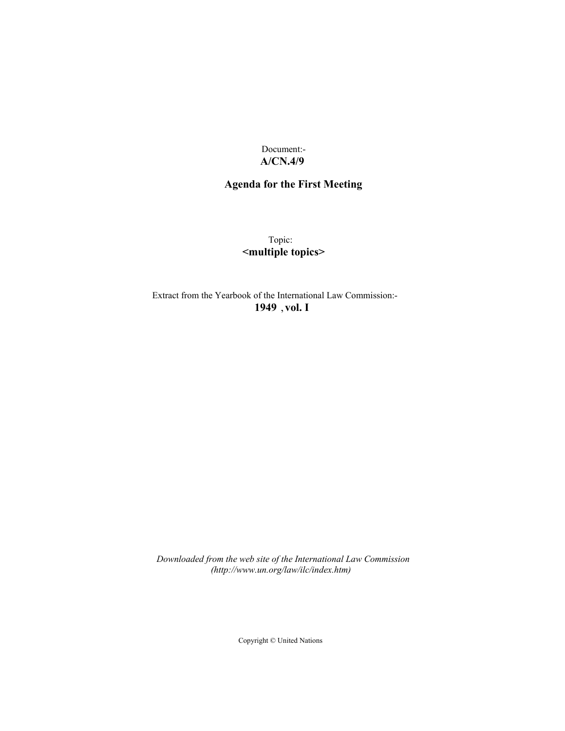Document:-
**A/CN.4/9**

## Agenda for the First Meeting

Topic:
**<multiple topics>**

Extract from the Yearbook of the International Law Commission:-
**1949 , vol. I**

*Downloaded from the web site of the International Law Commission (http://www.un.org/law/ilc/index.htm)*

Copyright © United Nations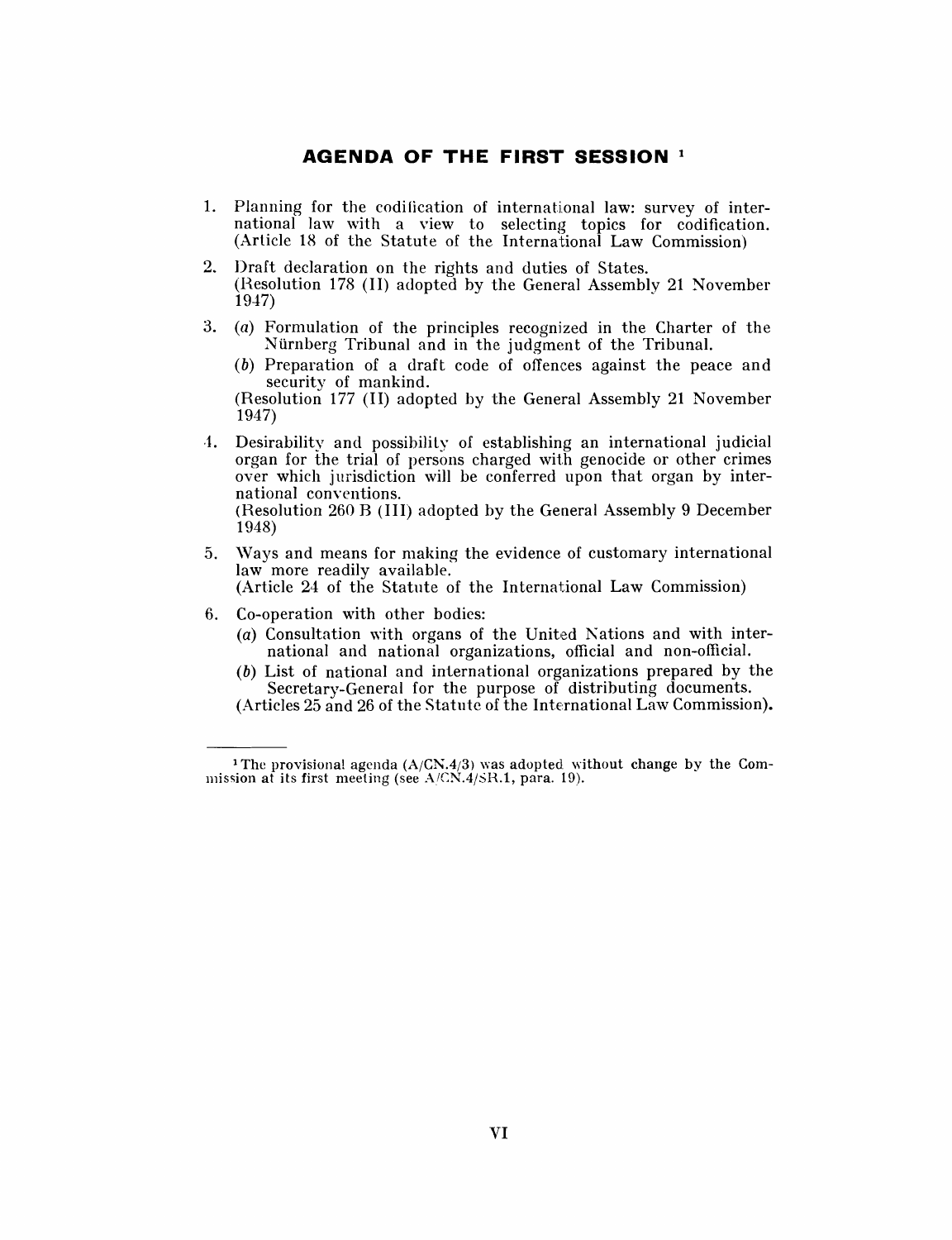## AGENDA OF THE FIRST SESSION [1]

1. Planning for the codification of international law: survey of international law with a view to selecting topics for codification. (Article 18 of the Statute of the International Law Commission)

2. Draft declaration on the rights and duties of States. (Resolution 178 (II) adopted by the General Assembly 21 November 1947)

3. (*a*) Formulation of the principles recognized in the Charter of the Nürnberg Tribunal and in the judgment of the Tribunal.

   (*b*) Preparation of a draft code of offences against the peace and security of mankind.

   (Resolution 177 (II) adopted by the General Assembly 21 November 1947)

4. Desirability and possibility of establishing an international judicial organ for the trial of persons charged with genocide or other crimes over which jurisdiction will be conferred upon that organ by international conventions.
   (Resolution 260 B (III) adopted by the General Assembly 9 December 1948)

5. Ways and means for making the evidence of customary international law more readily available.
   (Article 24 of the Statute of the International Law Commission)

6. Co-operation with other bodies:

   (*a*) Consultation with organs of the United Nations and with international and national organizations, official and non-official.

   (*b*) List of national and international organizations prepared by the Secretary-General for the purpose of distributing documents.

   (Articles 25 and 26 of the Statute of the International Law Commission).

---

[1] The provisional agenda (A/CN.4/3) was adopted without change by the Commission at its first meeting (see A/CN.4/SR.1, para. 19).